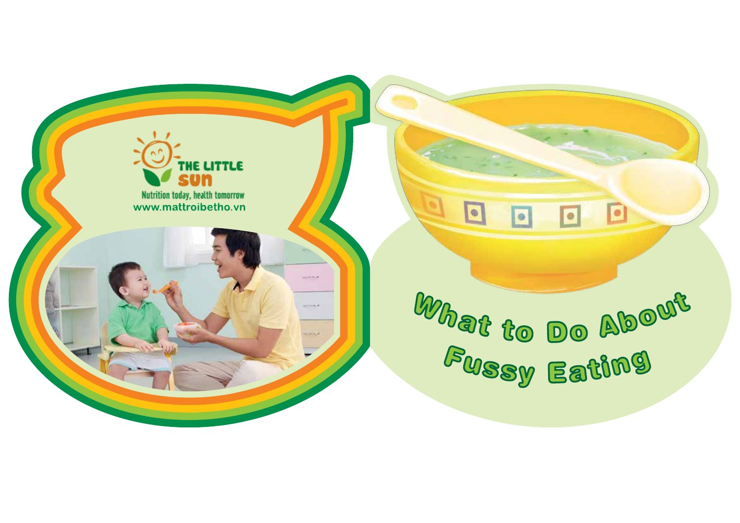THE LITTLE SUN

Nutrition today, health tomorrow

www.mattroibetho.vn

# What to Do About Fussy Eating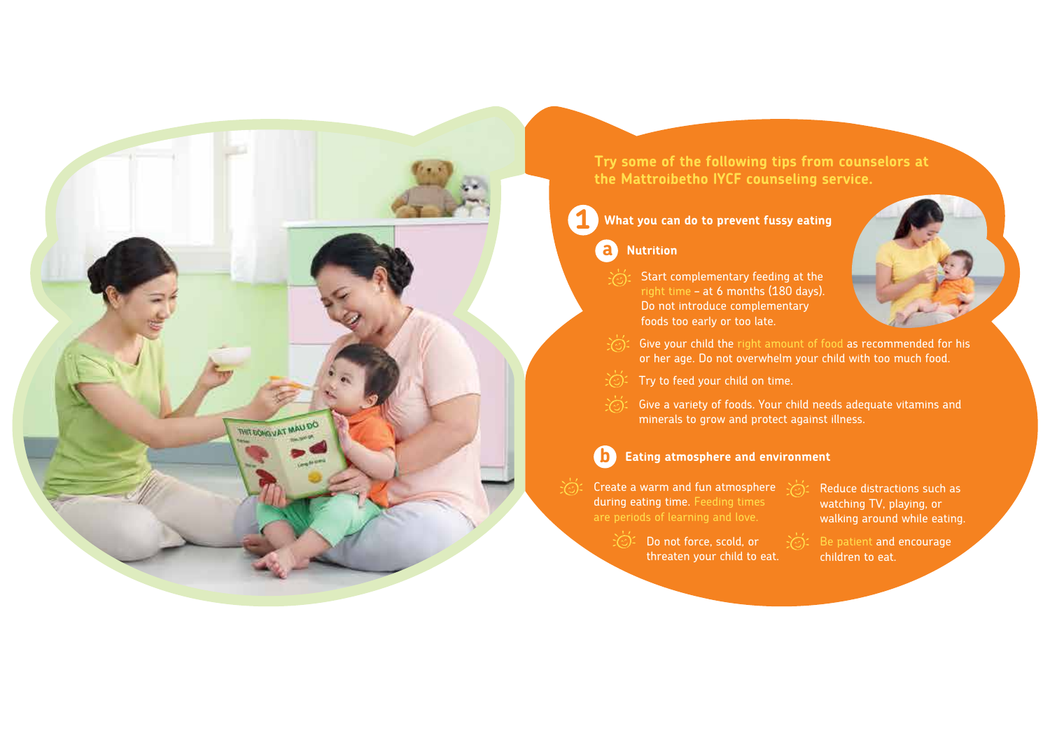Try some of the following tips from counselors at the Mattroibetho IYCF counseling service.

## 1 What you can do to prevent fussy eating

### a Nutrition

- Start complementary feeding at the right time – at 6 months (180 days). Do not introduce complementary foods too early or too late.
- Give your child the right amount of food as recommended for his or her age. Do not overwhelm your child with too much food.
- Try to feed your child on time.
- Give a variety of foods. Your child needs adequate vitamins and minerals to grow and protect against illness.

### b Eating atmosphere and environment

- Create a warm and fun atmosphere during eating time. Feeding times are periods of learning and love.
- Do not force, scold, or threaten your child to eat.
- Reduce distractions such as watching TV, playing, or walking around while eating.
- Be patient and encourage children to eat.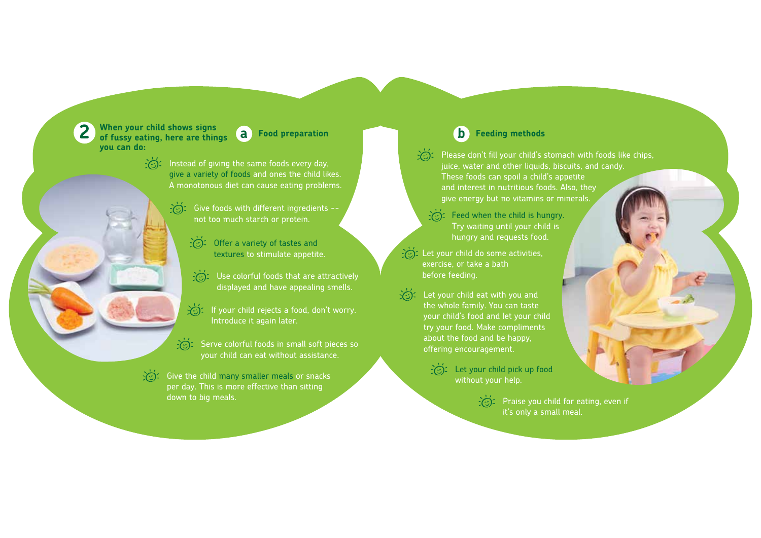## 2 When your child shows signs of fussy eating, here are things you can do:

### a Food preparation

- Instead of giving the same foods every day, give a variety of foods and ones the child likes. A monotonous diet can cause eating problems.
- Give foods with different ingredients -- not too much starch or protein.
- Offer a variety of tastes and textures to stimulate appetite.
- Use colorful foods that are attractively displayed and have appealing smells.
- If your child rejects a food, don't worry. Introduce it again later.
- Serve colorful foods in small soft pieces so your child can eat without assistance.
- Give the child many smaller meals or snacks per day. This is more effective than sitting down to big meals.

### b Feeding methods

- Please don't fill your child's stomach with foods like chips, juice, water and other liquids, biscuits, and candy. These foods can spoil a child's appetite and interest in nutritious foods. Also, they give energy but no vitamins or minerals.
- Feed when the child is hungry. Try waiting until your child is hungry and requests food.
- Let your child do some activities, exercise, or take a bath before feeding.
- Let your child eat with you and the whole family. You can taste your child's food and let your child try your food. Make compliments about the food and be happy, offering encouragement.
- Let your child pick up food without your help.
- Praise you child for eating, even if it's only a small meal.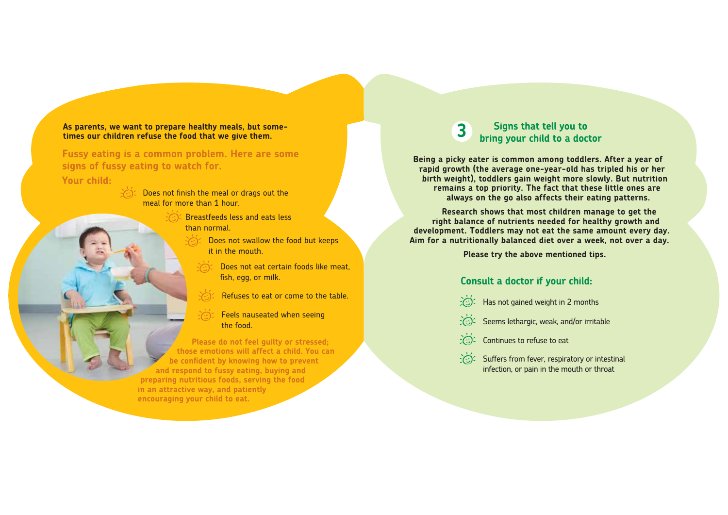**As parents, we want to prepare healthy meals, but sometimes our children refuse the food that we give them.**

**Fussy eating is a common problem. Here are some signs of fussy eating to watch for.**

**Your child:**

- Does not finish the meal or drags out the meal for more than 1 hour.
- Breastfeeds less and eats less than normal.
- Does not swallow the food but keeps it in the mouth.
- Does not eat certain foods like meat, fish, egg, or milk.
- Refuses to eat or come to the table.
- Feels nauseated when seeing the food.

**Please do not feel guilty or stressed; those emotions will affect a child. You can be confident by knowing how to prevent and respond to fussy eating, buying and preparing nutritious foods, serving the food in an attractive way, and patiently encouraging your child to eat.**

## 3 Signs that tell you to bring your child to a doctor

**Being a picky eater is common among toddlers. After a year of rapid growth (the average one-year-old has tripled his or her birth weight), toddlers gain weight more slowly. But nutrition remains a top priority. The fact that these little ones are always on the go also affects their eating patterns.**

**Research shows that most children manage to get the right balance of nutrients needed for healthy growth and development. Toddlers may not eat the same amount every day. Aim for a nutritionally balanced diet over a week, not over a day.**

**Please try the above mentioned tips.**

### Consult a doctor if your child:

- Has not gained weight in 2 months
- Seems lethargic, weak, and/or irritable
- Continues to refuse to eat
- Suffers from fever, respiratory or intestinal infection, or pain in the mouth or throat